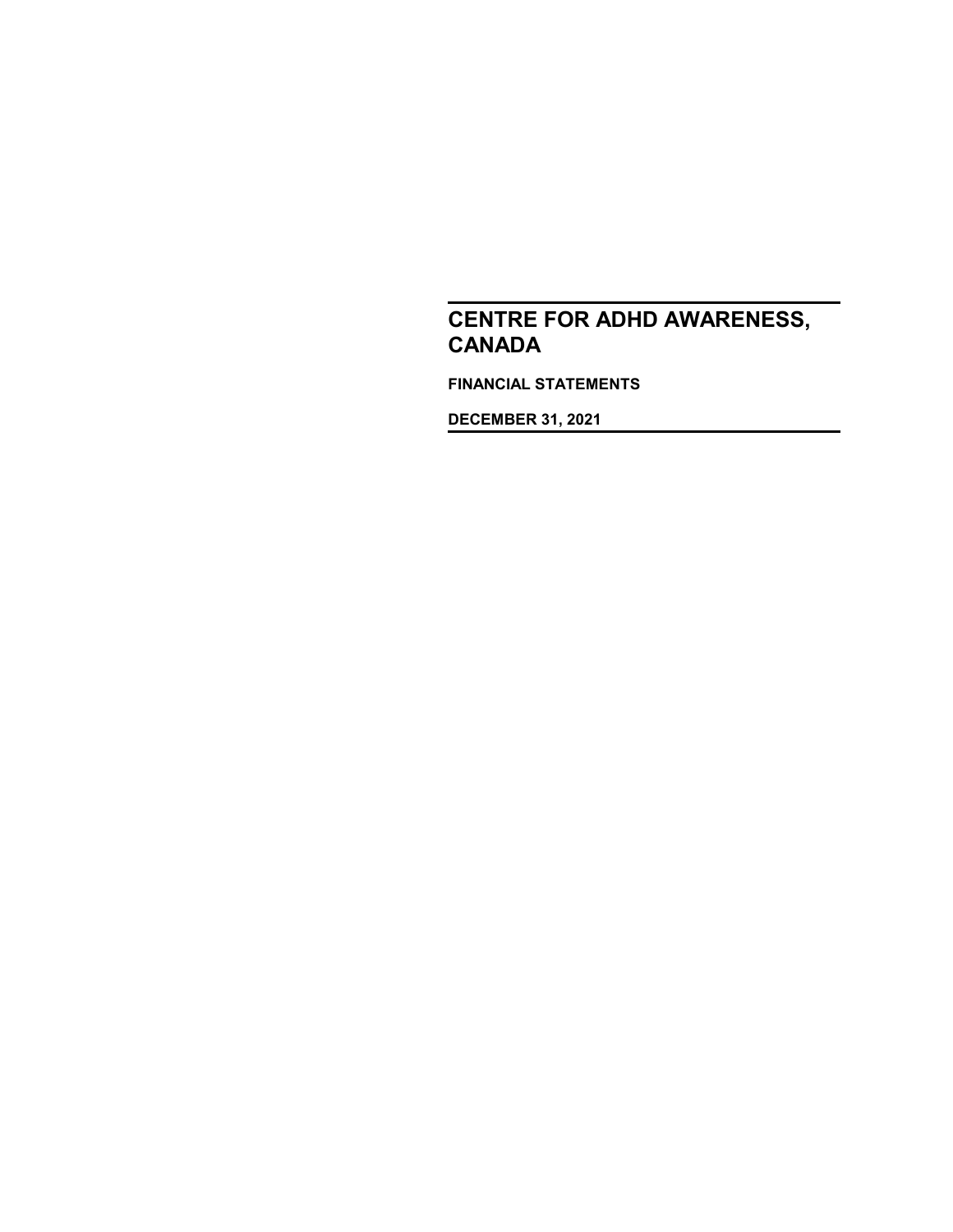# CENTRE FOR ADHD AWARENESS, CANADA

**FINANCIAL STATEMENTS**

**DECEMBER 31, 2021**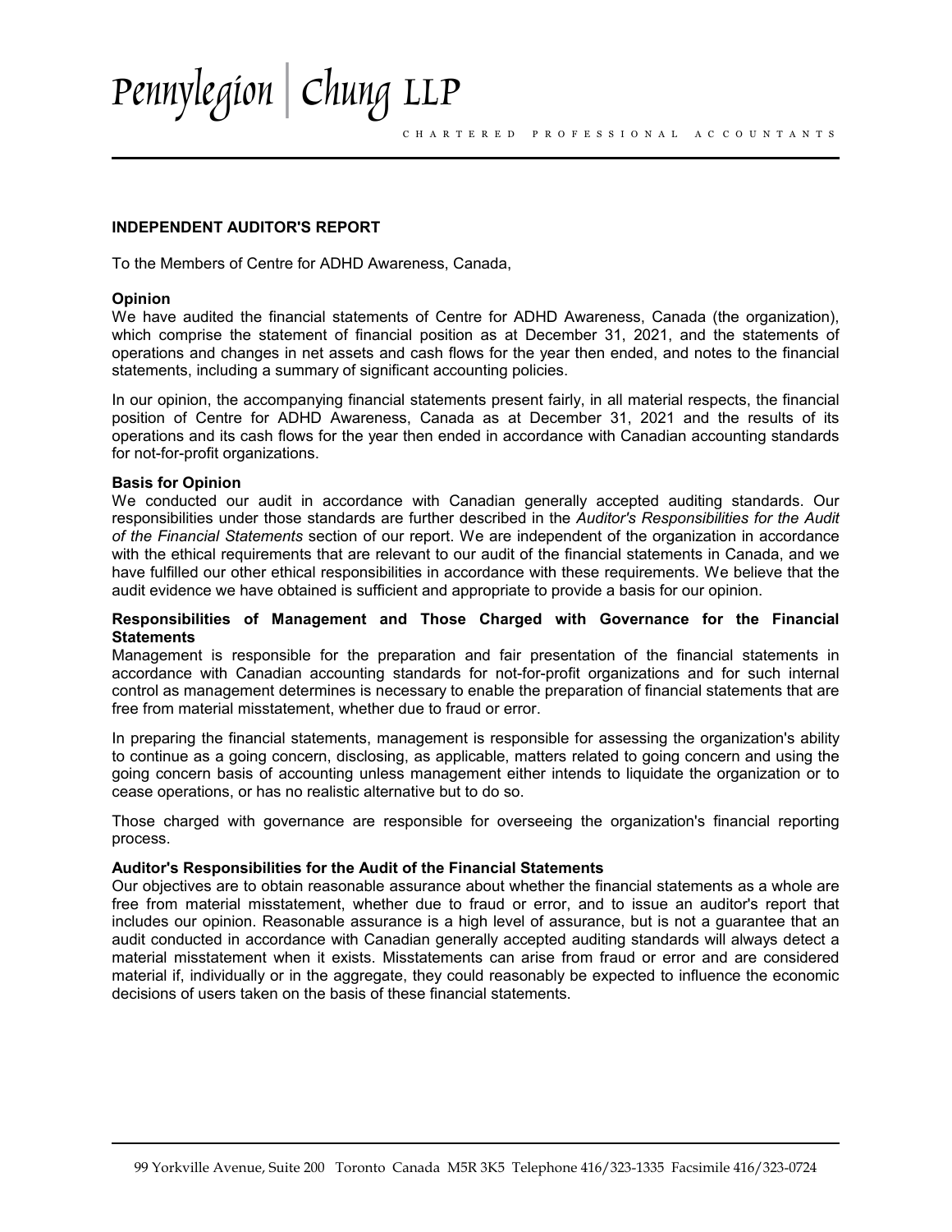Pennylegion | Chung LLP

CHARTERED PROFESSIONAL ACCOUNTANTS

**INDEPENDENT AUDITOR'S REPORT**

To the Members of Centre for ADHD Awareness, Canada,

**Opinion**

We have audited the financial statements of Centre for ADHD Awareness, Canada (the organization), which comprise the statement of financial position as at December 31, 2021, and the statements of operations and changes in net assets and cash flows for the year then ended, and notes to the financial statements, including a summary of significant accounting policies.

In our opinion, the accompanying financial statements present fairly, in all material respects, the financial position of Centre for ADHD Awareness, Canada as at December 31, 2021 and the results of its operations and its cash flows for the year then ended in accordance with Canadian accounting standards for not-for-profit organizations.

**Basis for Opinion**

We conducted our audit in accordance with Canadian generally accepted auditing standards. Our responsibilities under those standards are further described in the *Auditor's Responsibilities for the Audit of the Financial Statements* section of our report. We are independent of the organization in accordance with the ethical requirements that are relevant to our audit of the financial statements in Canada, and we have fulfilled our other ethical responsibilities in accordance with these requirements. We believe that the audit evidence we have obtained is sufficient and appropriate to provide a basis for our opinion.

**Responsibilities of Management and Those Charged with Governance for the Financial Statements**

Management is responsible for the preparation and fair presentation of the financial statements in accordance with Canadian accounting standards for not-for-profit organizations and for such internal control as management determines is necessary to enable the preparation of financial statements that are free from material misstatement, whether due to fraud or error.

In preparing the financial statements, management is responsible for assessing the organization's ability to continue as a going concern, disclosing, as applicable, matters related to going concern and using the going concern basis of accounting unless management either intends to liquidate the organization or to cease operations, or has no realistic alternative but to do so.

Those charged with governance are responsible for overseeing the organization's financial reporting process.

**Auditor's Responsibilities for the Audit of the Financial Statements**

Our objectives are to obtain reasonable assurance about whether the financial statements as a whole are free from material misstatement, whether due to fraud or error, and to issue an auditor's report that includes our opinion. Reasonable assurance is a high level of assurance, but is not a guarantee that an audit conducted in accordance with Canadian generally accepted auditing standards will always detect a material misstatement when it exists. Misstatements can arise from fraud or error and are considered material if, individually or in the aggregate, they could reasonably be expected to influence the economic decisions of users taken on the basis of these financial statements.

99 Yorkville Avenue, Suite 200 Toronto Canada M5R 3K5 Telephone 416/323-1335 Facsimile 416/323-0724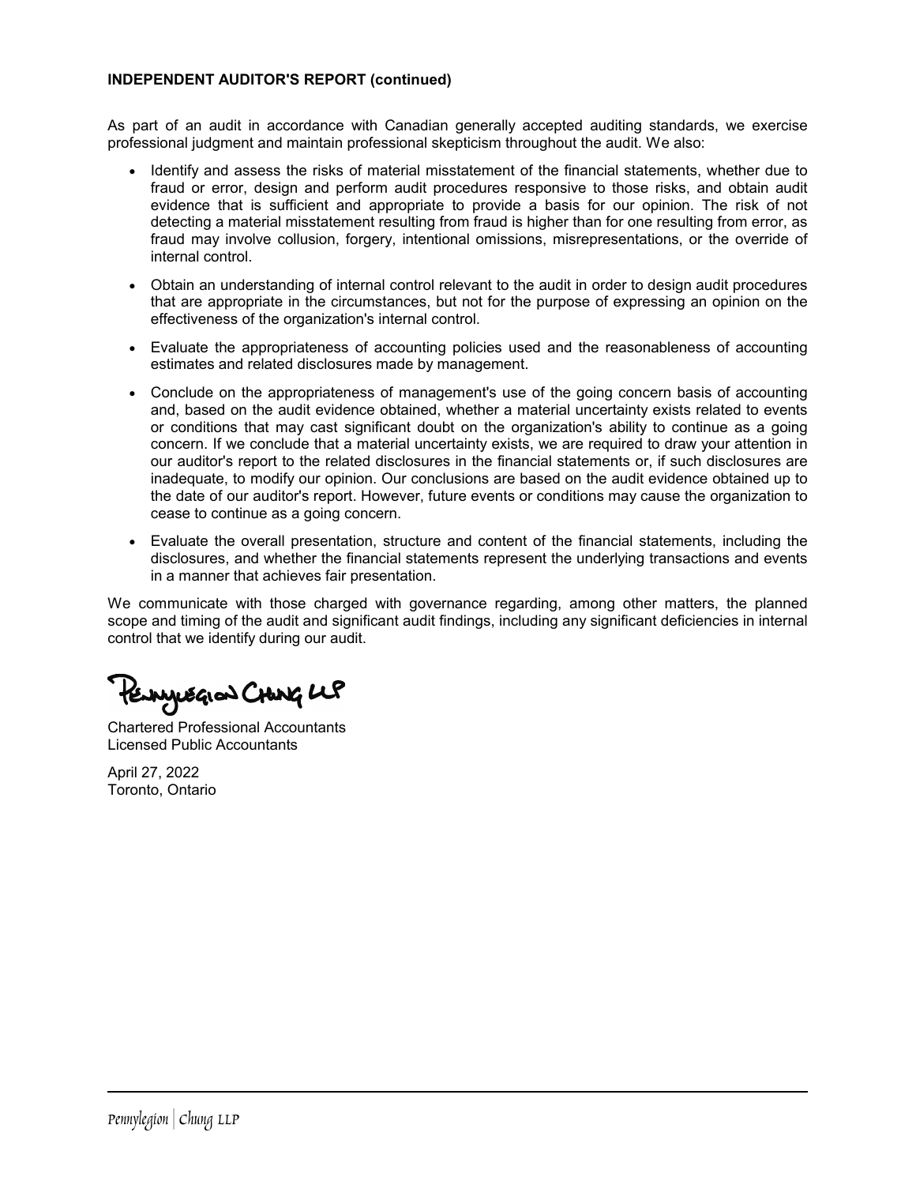**INDEPENDENT AUDITOR'S REPORT (continued)**

As part of an audit in accordance with Canadian generally accepted auditing standards, we exercise professional judgment and maintain professional skepticism throughout the audit. We also:

- Identify and assess the risks of material misstatement of the financial statements, whether due to fraud or error, design and perform audit procedures responsive to those risks, and obtain audit evidence that is sufficient and appropriate to provide a basis for our opinion. The risk of not detecting a material misstatement resulting from fraud is higher than for one resulting from error, as fraud may involve collusion, forgery, intentional omissions, misrepresentations, or the override of internal control.

- Obtain an understanding of internal control relevant to the audit in order to design audit procedures that are appropriate in the circumstances, but not for the purpose of expressing an opinion on the effectiveness of the organization's internal control.

- Evaluate the appropriateness of accounting policies used and the reasonableness of accounting estimates and related disclosures made by management.

- Conclude on the appropriateness of management's use of the going concern basis of accounting and, based on the audit evidence obtained, whether a material uncertainty exists related to events or conditions that may cast significant doubt on the organization's ability to continue as a going concern. If we conclude that a material uncertainty exists, we are required to draw your attention in our auditor's report to the related disclosures in the financial statements or, if such disclosures are inadequate, to modify our opinion. Our conclusions are based on the audit evidence obtained up to the date of our auditor's report. However, future events or conditions may cause the organization to cease to continue as a going concern.

- Evaluate the overall presentation, structure and content of the financial statements, including the disclosures, and whether the financial statements represent the underlying transactions and events in a manner that achieves fair presentation.

We communicate with those charged with governance regarding, among other matters, the planned scope and timing of the audit and significant audit findings, including any significant deficiencies in internal control that we identify during our audit.

Pennylegion Chung LLP

Chartered Professional Accountants
Licensed Public Accountants

April 27, 2022
Toronto, Ontario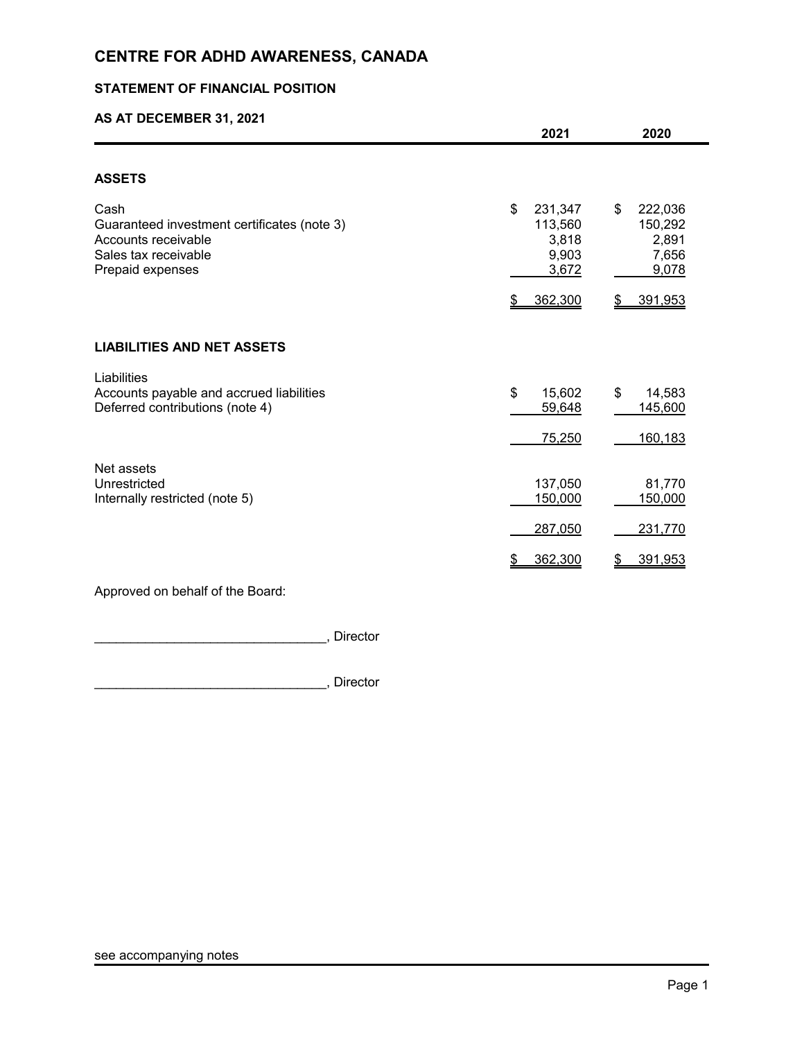# CENTRE FOR ADHD AWARENESS, CANADA

## STATEMENT OF FINANCIAL POSITION

### AS AT DECEMBER 31, 2021

| | 2021 | 2020 |
|---|---|---|
| **ASSETS** | | |
| Cash | $ 231,347 | $ 222,036 |
| Guaranteed investment certificates (note 3) | 113,560 | 150,292 |
| Accounts receivable | 3,818 | 2,891 |
| Sales tax receivable | 9,903 | 7,656 |
| Prepaid expenses | 3,672 | 9,078 |
| | $ 362,300 | $ 391,953 |
| **LIABILITIES AND NET ASSETS** | | |
| Liabilities | | |
| Accounts payable and accrued liabilities | $ 15,602 | $ 14,583 |
| Deferred contributions (note 4) | 59,648 | 145,600 |
| | 75,250 | 160,183 |
| Net assets | | |
| Unrestricted | 137,050 | 81,770 |
| Internally restricted (note 5) | 150,000 | 150,000 |
| | 287,050 | 231,770 |
| | $ 362,300 | $ 391,953 |

Approved on behalf of the Board:

_______________________________, Director

_______________________________, Director

see accompanying notes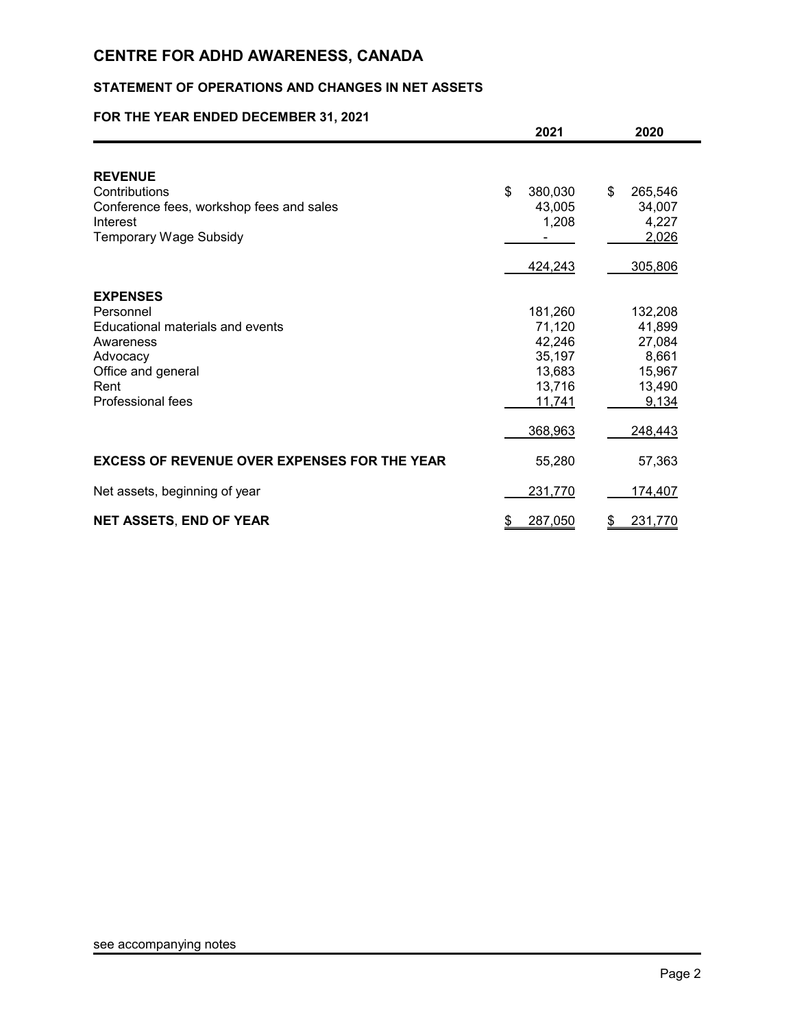# CENTRE FOR ADHD AWARENESS, CANADA

## STATEMENT OF OPERATIONS AND CHANGES IN NET ASSETS

### FOR THE YEAR ENDED DECEMBER 31, 2021

| | 2021 | 2020 |
|---|---|---|
| **REVENUE** | | |
| Contributions | $ 380,030 | $ 265,546 |
| Conference fees, workshop fees and sales | 43,005 | 34,007 |
| Interest | 1,208 | 4,227 |
| Temporary Wage Subsidy | - | 2,026 |
| | 424,243 | 305,806 |
| **EXPENSES** | | |
| Personnel | 181,260 | 132,208 |
| Educational materials and events | 71,120 | 41,899 |
| Awareness | 42,246 | 27,084 |
| Advocacy | 35,197 | 8,661 |
| Office and general | 13,683 | 15,967 |
| Rent | 13,716 | 13,490 |
| Professional fees | 11,741 | 9,134 |
| | 368,963 | 248,443 |
| **EXCESS OF REVENUE OVER EXPENSES FOR THE YEAR** | 55,280 | 57,363 |
| Net assets, beginning of year | 231,770 | 174,407 |
| **NET ASSETS, END OF YEAR** | $ 287,050 | $ 231,770 |

see accompanying notes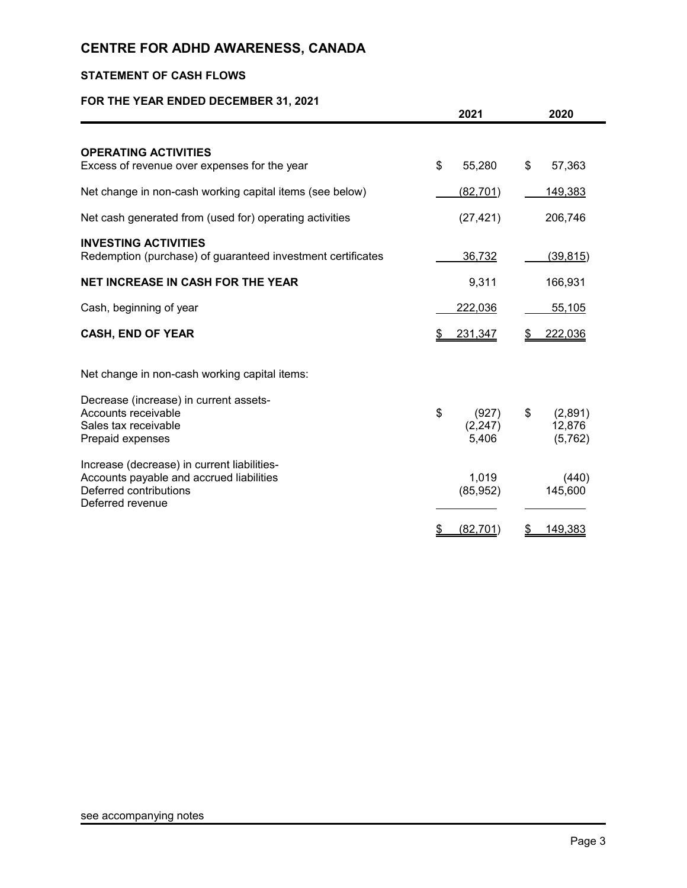# CENTRE FOR ADHD AWARENESS, CANADA

## STATEMENT OF CASH FLOWS

### FOR THE YEAR ENDED DECEMBER 31, 2021

| | 2021 | 2020 |
|---|---|---|
| **OPERATING ACTIVITIES** | | |
| Excess of revenue over expenses for the year | $ 55,280 | $ 57,363 |
| Net change in non-cash working capital items (see below) | (82,701) | 149,383 |
| Net cash generated from (used for) operating activities | (27,421) | 206,746 |
| **INVESTING ACTIVITIES** | | |
| Redemption (purchase) of guaranteed investment certificates | 36,732 | (39,815) |
| **NET INCREASE IN CASH FOR THE YEAR** | 9,311 | 166,931 |
| Cash, beginning of year | 222,036 | 55,105 |
| **CASH, END OF YEAR** | $ 231,347 | $ 222,036 |

Net change in non-cash working capital items:

| | 2021 | 2020 |
|---|---|---|
| Decrease (increase) in current assets- | | |
| Accounts receivable | $ (927) | $ (2,891) |
| Sales tax receivable | (2,247) | 12,876 |
| Prepaid expenses | 5,406 | (5,762) |
| Increase (decrease) in current liabilities- | | |
| Accounts payable and accrued liabilities | 1,019 | (440) |
| Deferred contributions | (85,952) | 145,600 |
| Deferred revenue | | |
| | $ (82,701) | $ 149,383 |

see accompanying notes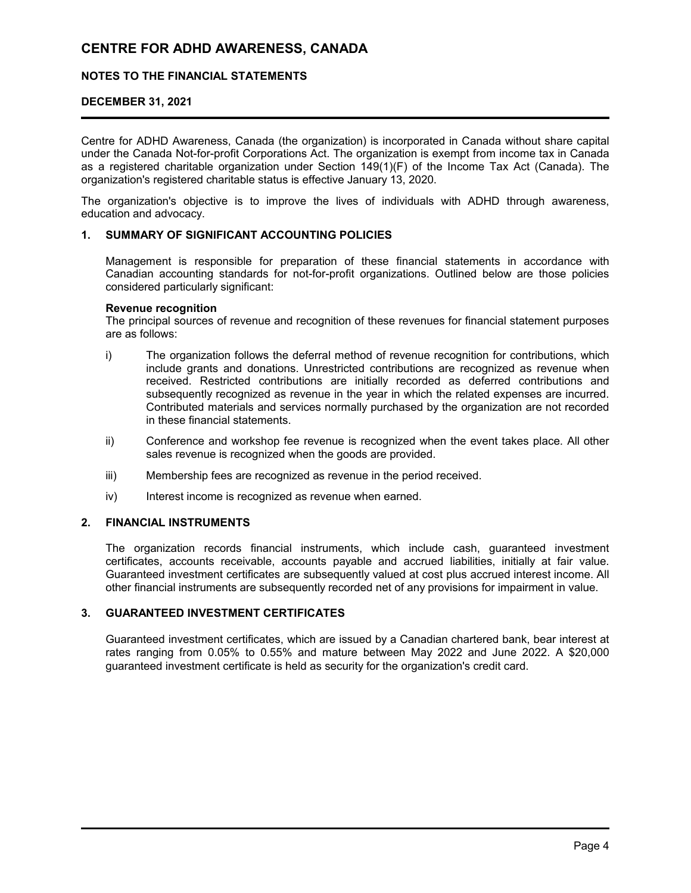# CENTRE FOR ADHD AWARENESS, CANADA

## NOTES TO THE FINANCIAL STATEMENTS

## DECEMBER 31, 2021

Centre for ADHD Awareness, Canada (the organization) is incorporated in Canada without share capital under the Canada Not-for-profit Corporations Act. The organization is exempt from income tax in Canada as a registered charitable organization under Section 149(1)(F) of the Income Tax Act (Canada). The organization's registered charitable status is effective January 13, 2020.

The organization's objective is to improve the lives of individuals with ADHD through awareness, education and advocacy.

### 1. SUMMARY OF SIGNIFICANT ACCOUNTING POLICIES

Management is responsible for preparation of these financial statements in accordance with Canadian accounting standards for not-for-profit organizations. Outlined below are those policies considered particularly significant:

**Revenue recognition**

The principal sources of revenue and recognition of these revenues for financial statement purposes are as follows:

i) The organization follows the deferral method of revenue recognition for contributions, which include grants and donations. Unrestricted contributions are recognized as revenue when received. Restricted contributions are initially recorded as deferred contributions and subsequently recognized as revenue in the year in which the related expenses are incurred. Contributed materials and services normally purchased by the organization are not recorded in these financial statements.

ii) Conference and workshop fee revenue is recognized when the event takes place. All other sales revenue is recognized when the goods are provided.

iii) Membership fees are recognized as revenue in the period received.

iv) Interest income is recognized as revenue when earned.

### 2. FINANCIAL INSTRUMENTS

The organization records financial instruments, which include cash, guaranteed investment certificates, accounts receivable, accounts payable and accrued liabilities, initially at fair value. Guaranteed investment certificates are subsequently valued at cost plus accrued interest income. All other financial instruments are subsequently recorded net of any provisions for impairment in value.

### 3. GUARANTEED INVESTMENT CERTIFICATES

Guaranteed investment certificates, which are issued by a Canadian chartered bank, bear interest at rates ranging from 0.05% to 0.55% and mature between May 2022 and June 2022. A $20,000 guaranteed investment certificate is held as security for the organization's credit card.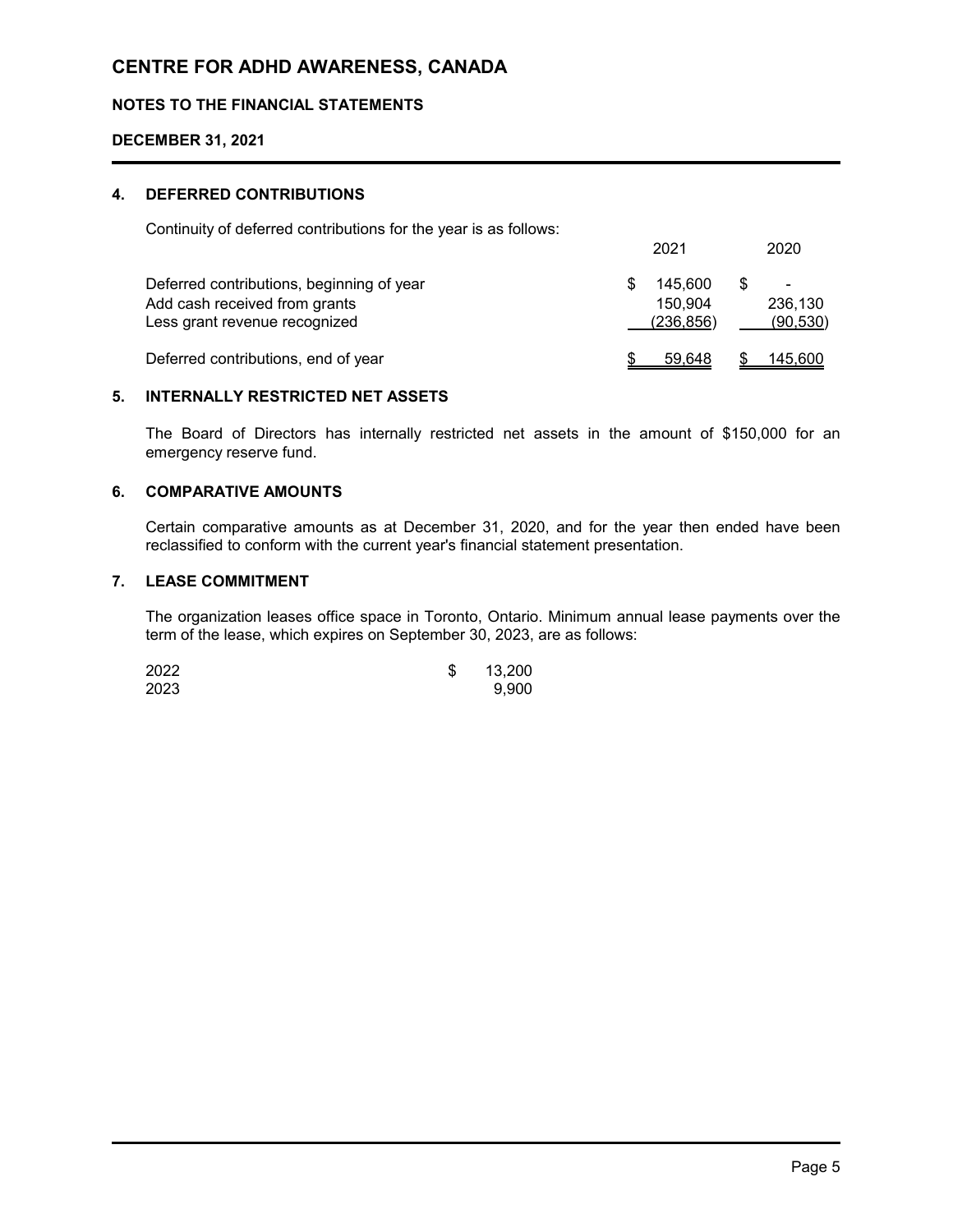# CENTRE FOR ADHD AWARENESS, CANADA

## NOTES TO THE FINANCIAL STATEMENTS

### DECEMBER 31, 2021

### 4. DEFERRED CONTRIBUTIONS

Continuity of deferred contributions for the year is as follows:

| | 2021 | 2020 |
|---|---|---|
| Deferred contributions, beginning of year | $ 145,600 | $ - |
| Add cash received from grants | 150,904 | 236,130 |
| Less grant revenue recognized | (236,856) | (90,530) |
| Deferred contributions, end of year | $ 59,648 | $ 145,600 |

### 5. INTERNALLY RESTRICTED NET ASSETS

The Board of Directors has internally restricted net assets in the amount of $150,000 for an emergency reserve fund.

### 6. COMPARATIVE AMOUNTS

Certain comparative amounts as at December 31, 2020, and for the year then ended have been reclassified to conform with the current year's financial statement presentation.

### 7. LEASE COMMITMENT

The organization leases office space in Toronto, Ontario. Minimum annual lease payments over the term of the lease, which expires on September 30, 2023, are as follows:

| | |
|---|---|
| 2022 | $ 13,200 |
| 2023 | 9,900 |